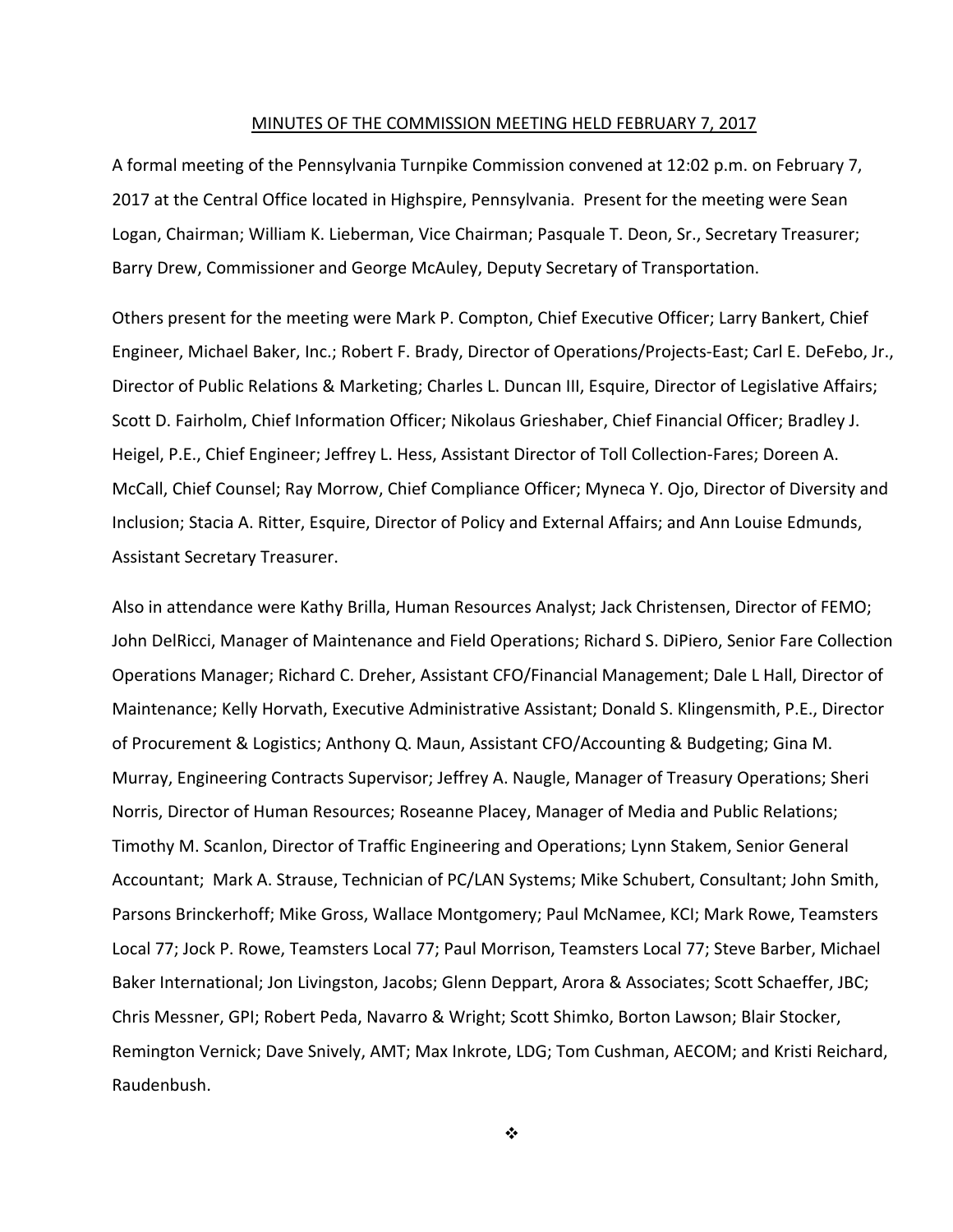MINUTES OF THE COMMISSION MEETING HELD FEBRUARY 7, 2017

A formal meeting of the Pennsylvania Turnpike Commission convened at 12:02 p.m. on February 7, 2017 at the Central Office located in Highspire, Pennsylvania. Present for the meeting were Sean Logan, Chairman; William K. Lieberman, Vice Chairman; Pasquale T. Deon, Sr., Secretary Treasurer; Barry Drew, Commissioner and George McAuley, Deputy Secretary of Transportation.

Others present for the meeting were Mark P. Compton, Chief Executive Officer; Larry Bankert, Chief Engineer, Michael Baker, Inc.; Robert F. Brady, Director of Operations/Projects-East; Carl E. DeFebo, Jr., Director of Public Relations & Marketing; Charles L. Duncan III, Esquire, Director of Legislative Affairs; Scott D. Fairholm, Chief Information Officer; Nikolaus Grieshaber, Chief Financial Officer; Bradley J. Heigel, P.E., Chief Engineer; Jeffrey L. Hess, Assistant Director of Toll Collection-Fares; Doreen A. McCall, Chief Counsel; Ray Morrow, Chief Compliance Officer; Myneca Y. Ojo, Director of Diversity and Inclusion; Stacia A. Ritter, Esquire, Director of Policy and External Affairs; and Ann Louise Edmunds, Assistant Secretary Treasurer.

Also in attendance were Kathy Brilla, Human Resources Analyst; Jack Christensen, Director of FEMO; John DelRicci, Manager of Maintenance and Field Operations; Richard S. DiPiero, Senior Fare Collection Operations Manager; Richard C. Dreher, Assistant CFO/Financial Management; Dale L Hall, Director of Maintenance; Kelly Horvath, Executive Administrative Assistant; Donald S. Klingensmith, P.E., Director of Procurement & Logistics; Anthony Q. Maun, Assistant CFO/Accounting & Budgeting; Gina M. Murray, Engineering Contracts Supervisor; Jeffrey A. Naugle, Manager of Treasury Operations; Sheri Norris, Director of Human Resources; Roseanne Placey, Manager of Media and Public Relations; Timothy M. Scanlon, Director of Traffic Engineering and Operations; Lynn Stakem, Senior General Accountant; Mark A. Strause, Technician of PC/LAN Systems; Mike Schubert, Consultant; John Smith, Parsons Brinckerhoff; Mike Gross, Wallace Montgomery; Paul McNamee, KCI; Mark Rowe, Teamsters Local 77; Jock P. Rowe, Teamsters Local 77; Paul Morrison, Teamsters Local 77; Steve Barber, Michael Baker International; Jon Livingston, Jacobs; Glenn Deppart, Arora & Associates; Scott Schaeffer, JBC; Chris Messner, GPI; Robert Peda, Navarro & Wright; Scott Shimko, Borton Lawson; Blair Stocker, Remington Vernick; Dave Snively, AMT; Max Inkrote, LDG; Tom Cushman, AECOM; and Kristi Reichard, Raudenbush.

❖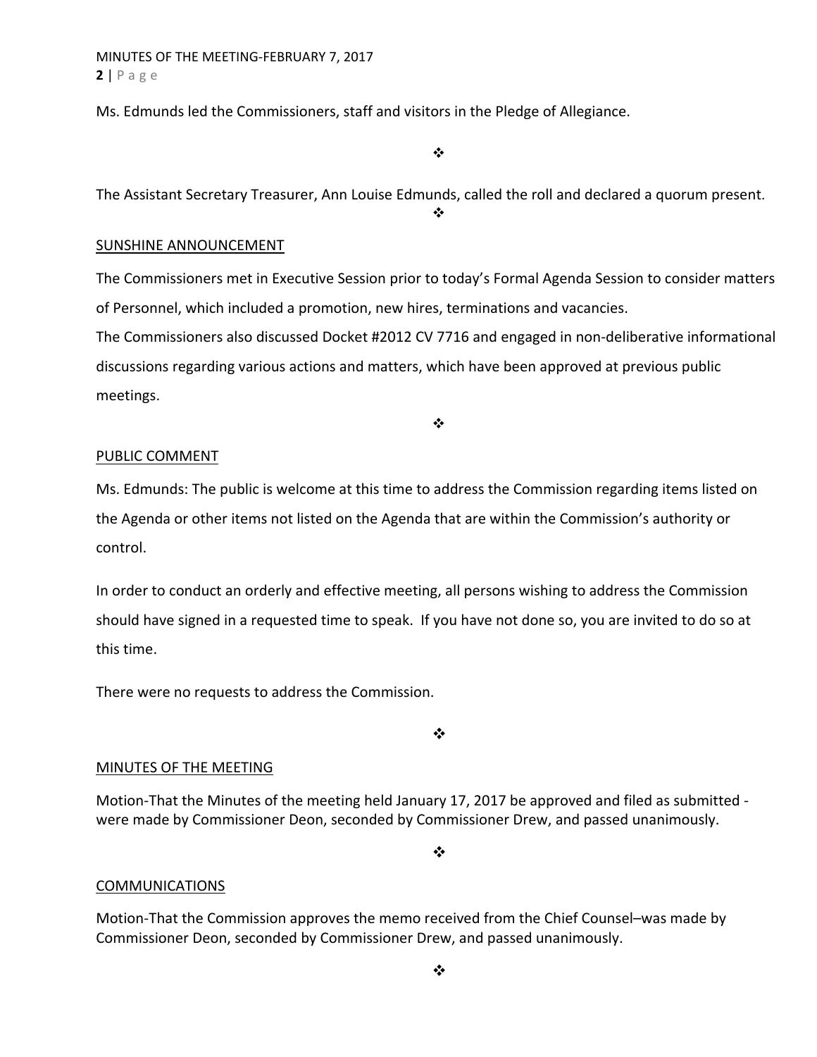Ms. Edmunds led the Commissioners, staff and visitors in the Pledge of Allegiance.

❖

The Assistant Secretary Treasurer, Ann Louise Edmunds, called the roll and declared a quorum present.

❖

## SUNSHINE ANNOUNCEMENT

The Commissioners met in Executive Session prior to today's Formal Agenda Session to consider matters of Personnel, which included a promotion, new hires, terminations and vacancies.

The Commissioners also discussed Docket #2012 CV 7716 and engaged in non-deliberative informational discussions regarding various actions and matters, which have been approved at previous public meetings.

❖

## PUBLIC COMMENT

Ms. Edmunds: The public is welcome at this time to address the Commission regarding items listed on the Agenda or other items not listed on the Agenda that are within the Commission's authority or control.

In order to conduct an orderly and effective meeting, all persons wishing to address the Commission should have signed in a requested time to speak. If you have not done so, you are invited to do so at this time.

There were no requests to address the Commission.

❖

## MINUTES OF THE MEETING

Motion-That the Minutes of the meeting held January 17, 2017 be approved and filed as submitted - were made by Commissioner Deon, seconded by Commissioner Drew, and passed unanimously.

❖

## COMMUNICATIONS

Motion-That the Commission approves the memo received from the Chief Counsel–was made by Commissioner Deon, seconded by Commissioner Drew, and passed unanimously.

❖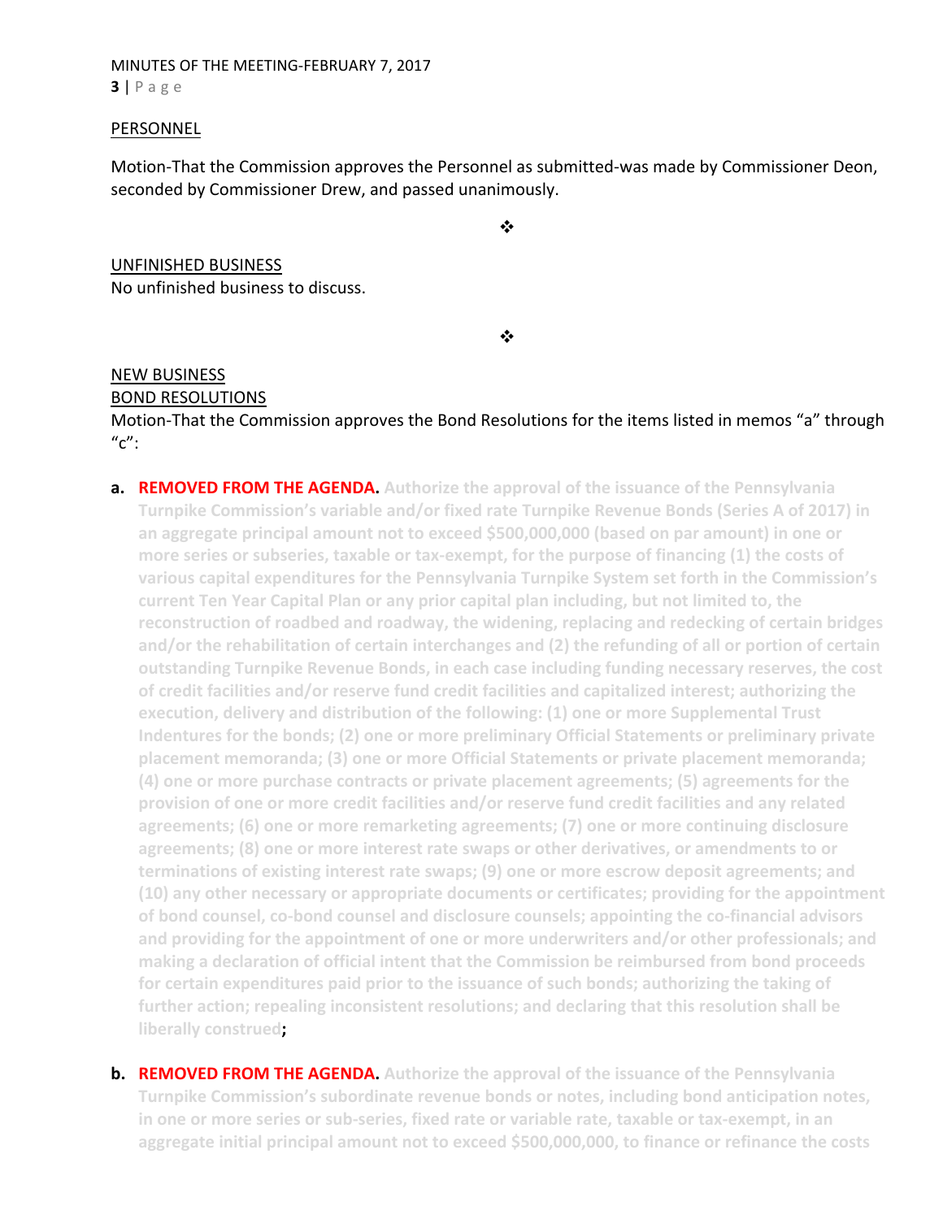PERSONNEL

Motion-That the Commission approves the Personnel as submitted-was made by Commissioner Deon, seconded by Commissioner Drew, and passed unanimously.

❖

UNFINISHED BUSINESS

No unfinished business to discuss.

❖

NEW BUSINESS

BOND RESOLUTIONS

Motion-That the Commission approves the Bond Resolutions for the items listed in memos "a" through "c":

**a.** **REMOVED FROM THE AGENDA.** **Authorize the approval of the issuance of the Pennsylvania Turnpike Commission's variable and/or fixed rate Turnpike Revenue Bonds (Series A of 2017) in an aggregate principal amount not to exceed $500,000,000 (based on par amount) in one or more series or subseries, taxable or tax-exempt, for the purpose of financing (1) the costs of various capital expenditures for the Pennsylvania Turnpike System set forth in the Commission's current Ten Year Capital Plan or any prior capital plan including, but not limited to, the reconstruction of roadbed and roadway, the widening, replacing and redecking of certain bridges and/or the rehabilitation of certain interchanges and (2) the refunding of all or portion of certain outstanding Turnpike Revenue Bonds, in each case including funding necessary reserves, the cost of credit facilities and/or reserve fund credit facilities and capitalized interest; authorizing the execution, delivery and distribution of the following: (1) one or more Supplemental Trust Indentures for the bonds; (2) one or more preliminary Official Statements or preliminary private placement memoranda; (3) one or more Official Statements or private placement memoranda; (4) one or more purchase contracts or private placement agreements; (5) agreements for the provision of one or more credit facilities and/or reserve fund credit facilities and any related agreements; (6) one or more remarketing agreements; (7) one or more continuing disclosure agreements; (8) one or more interest rate swaps or other derivatives, or amendments to or terminations of existing interest rate swaps; (9) one or more escrow deposit agreements; and (10) any other necessary or appropriate documents or certificates; providing for the appointment of bond counsel, co-bond counsel and disclosure counsels; appointing the co-financial advisors and providing for the appointment of one or more underwriters and/or other professionals; and making a declaration of official intent that the Commission be reimbursed from bond proceeds for certain expenditures paid prior to the issuance of such bonds; authorizing the taking of further action; repealing inconsistent resolutions; and declaring that this resolution shall be liberally construed;**

**b.** **REMOVED FROM THE AGENDA.** **Authorize the approval of the issuance of the Pennsylvania Turnpike Commission's subordinate revenue bonds or notes, including bond anticipation notes, in one or more series or sub-series, fixed rate or variable rate, taxable or tax-exempt, in an aggregate initial principal amount not to exceed $500,000,000, to finance or refinance the costs**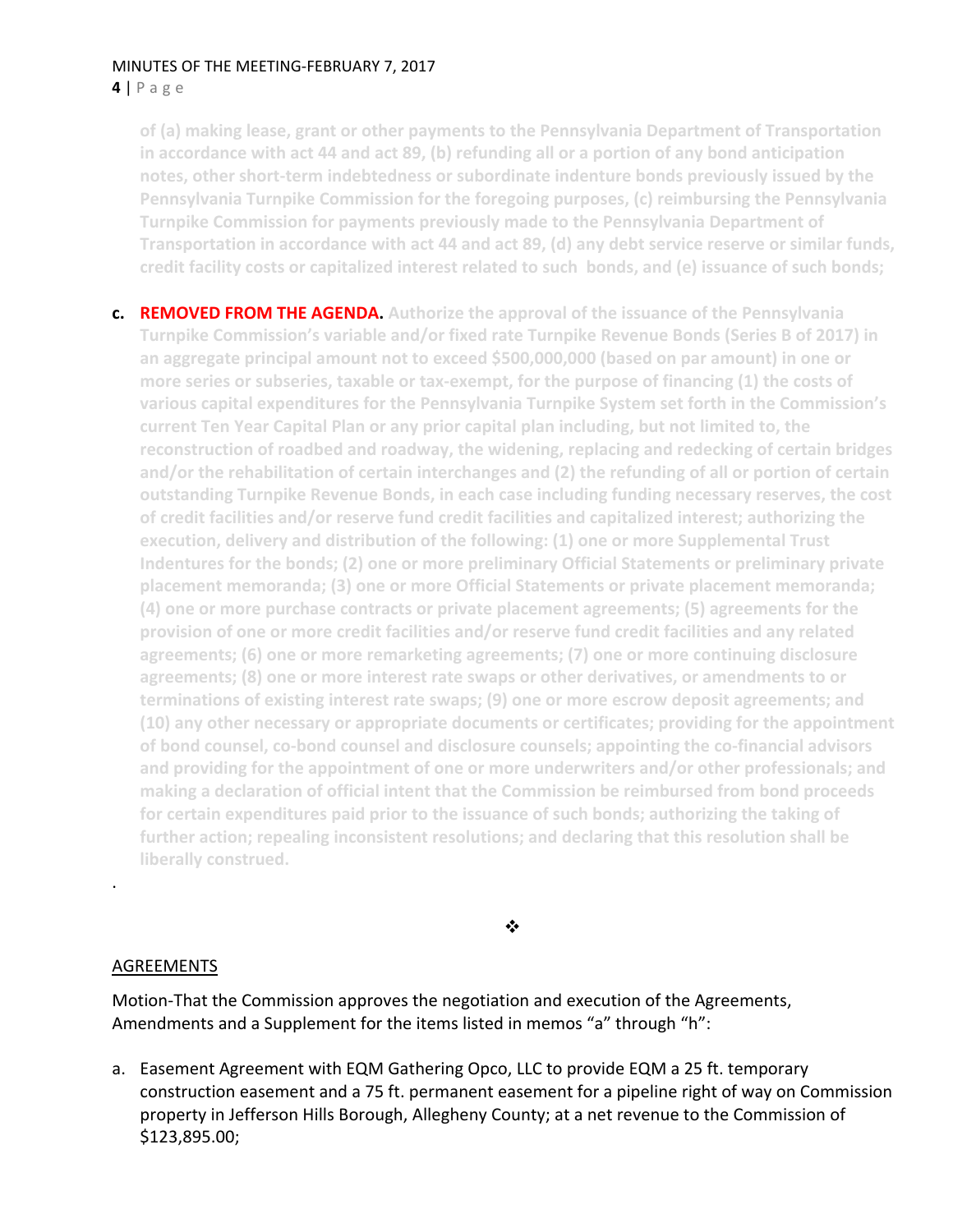**of (a) making lease, grant or other payments to the Pennsylvania Department of Transportation in accordance with act 44 and act 89, (b) refunding all or a portion of any bond anticipation notes, other short-term indebtedness or subordinate indenture bonds previously issued by the Pennsylvania Turnpike Commission for the foregoing purposes, (c) reimbursing the Pennsylvania Turnpike Commission for payments previously made to the Pennsylvania Department of Transportation in accordance with act 44 and act 89, (d) any debt service reserve or similar funds, credit facility costs or capitalized interest related to such bonds, and (e) issuance of such bonds;**

c. **REMOVED FROM THE AGENDA. Authorize the approval of the issuance of the Pennsylvania Turnpike Commission's variable and/or fixed rate Turnpike Revenue Bonds (Series B of 2017) in an aggregate principal amount not to exceed $500,000,000 (based on par amount) in one or more series or subseries, taxable or tax-exempt, for the purpose of financing (1) the costs of various capital expenditures for the Pennsylvania Turnpike System set forth in the Commission's current Ten Year Capital Plan or any prior capital plan including, but not limited to, the reconstruction of roadbed and roadway, the widening, replacing and redecking of certain bridges and/or the rehabilitation of certain interchanges and (2) the refunding of all or portion of certain outstanding Turnpike Revenue Bonds, in each case including funding necessary reserves, the cost of credit facilities and/or reserve fund credit facilities and capitalized interest; authorizing the execution, delivery and distribution of the following: (1) one or more Supplemental Trust Indentures for the bonds; (2) one or more preliminary Official Statements or preliminary private placement memoranda; (3) one or more Official Statements or private placement memoranda; (4) one or more purchase contracts or private placement agreements; (5) agreements for the provision of one or more credit facilities and/or reserve fund credit facilities and any related agreements; (6) one or more remarketing agreements; (7) one or more continuing disclosure agreements; (8) one or more interest rate swaps or other derivatives, or amendments to or terminations of existing interest rate swaps; (9) one or more escrow deposit agreements; and (10) any other necessary or appropriate documents or certificates; providing for the appointment of bond counsel, co-bond counsel and disclosure counsels; appointing the co-financial advisors and providing for the appointment of one or more underwriters and/or other professionals; and making a declaration of official intent that the Commission be reimbursed from bond proceeds for certain expenditures paid prior to the issuance of such bonds; authorizing the taking of further action; repealing inconsistent resolutions; and declaring that this resolution shall be liberally construed.**

.

❖

AGREEMENTS

Motion-That the Commission approves the negotiation and execution of the Agreements, Amendments and a Supplement for the items listed in memos "a" through "h":

a. Easement Agreement with EQM Gathering Opco, LLC to provide EQM a 25 ft. temporary construction easement and a 75 ft. permanent easement for a pipeline right of way on Commission property in Jefferson Hills Borough, Allegheny County; at a net revenue to the Commission of $123,895.00;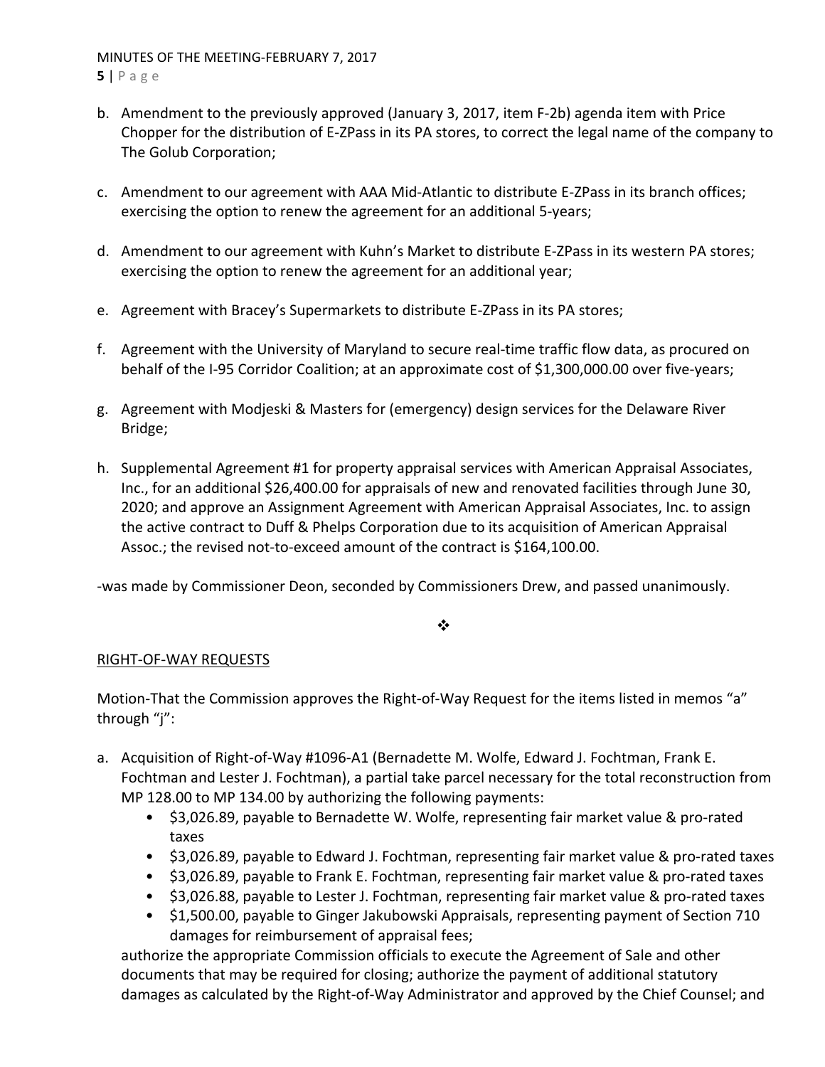b. Amendment to the previously approved (January 3, 2017, item F-2b) agenda item with Price Chopper for the distribution of E-ZPass in its PA stores, to correct the legal name of the company to The Golub Corporation;

c. Amendment to our agreement with AAA Mid-Atlantic to distribute E-ZPass in its branch offices; exercising the option to renew the agreement for an additional 5-years;

d. Amendment to our agreement with Kuhn's Market to distribute E-ZPass in its western PA stores; exercising the option to renew the agreement for an additional year;

e. Agreement with Bracey's Supermarkets to distribute E-ZPass in its PA stores;

f. Agreement with the University of Maryland to secure real-time traffic flow data, as procured on behalf of the I-95 Corridor Coalition; at an approximate cost of $1,300,000.00 over five-years;

g. Agreement with Modjeski & Masters for (emergency) design services for the Delaware River Bridge;

h. Supplemental Agreement #1 for property appraisal services with American Appraisal Associates, Inc., for an additional $26,400.00 for appraisals of new and renovated facilities through June 30, 2020; and approve an Assignment Agreement with American Appraisal Associates, Inc. to assign the active contract to Duff & Phelps Corporation due to its acquisition of American Appraisal Assoc.; the revised not-to-exceed amount of the contract is $164,100.00.

-was made by Commissioner Deon, seconded by Commissioners Drew, and passed unanimously.

❖

RIGHT-OF-WAY REQUESTS

Motion-That the Commission approves the Right-of-Way Request for the items listed in memos "a" through "j":

a. Acquisition of Right-of-Way #1096-A1 (Bernadette M. Wolfe, Edward J. Fochtman, Frank E. Fochtman and Lester J. Fochtman), a partial take parcel necessary for the total reconstruction from MP 128.00 to MP 134.00 by authorizing the following payments:
   - $3,026.89, payable to Bernadette W. Wolfe, representing fair market value & pro-rated taxes
   - $3,026.89, payable to Edward J. Fochtman, representing fair market value & pro-rated taxes
   - $3,026.89, payable to Frank E. Fochtman, representing fair market value & pro-rated taxes
   - $3,026.88, payable to Lester J. Fochtman, representing fair market value & pro-rated taxes
   - $1,500.00, payable to Ginger Jakubowski Appraisals, representing payment of Section 710 damages for reimbursement of appraisal fees;

   authorize the appropriate Commission officials to execute the Agreement of Sale and other documents that may be required for closing; authorize the payment of additional statutory damages as calculated by the Right-of-Way Administrator and approved by the Chief Counsel; and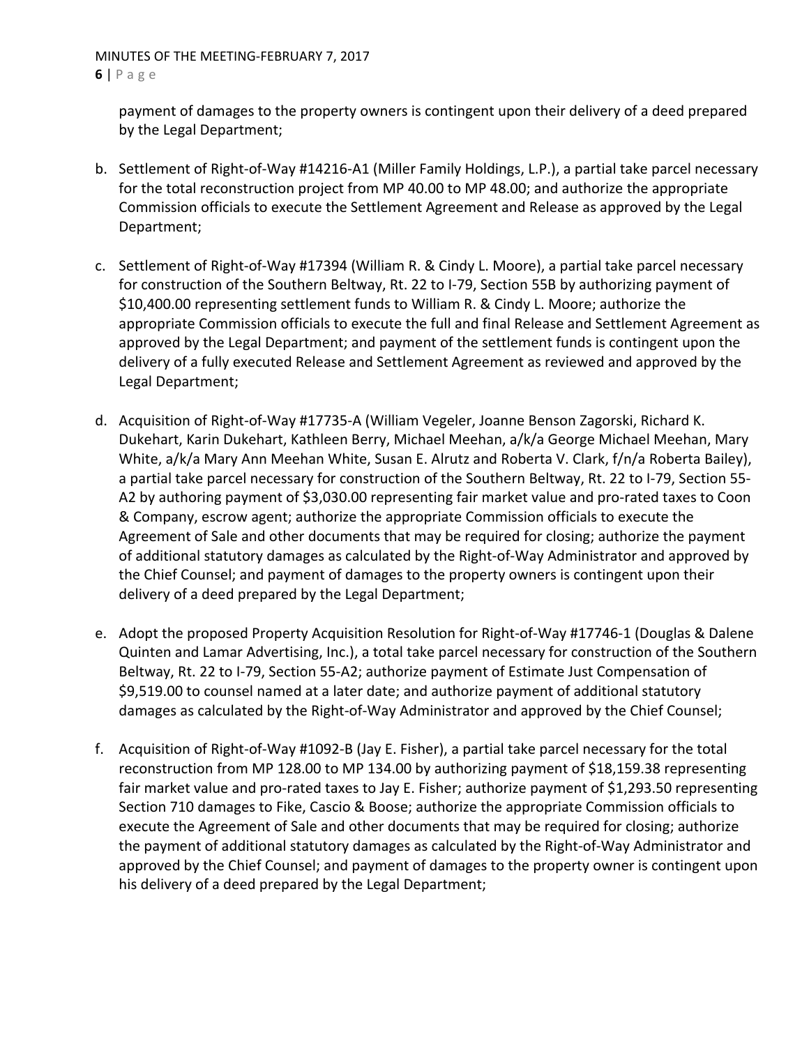payment of damages to the property owners is contingent upon their delivery of a deed prepared by the Legal Department;

b. Settlement of Right-of-Way #14216-A1 (Miller Family Holdings, L.P.), a partial take parcel necessary for the total reconstruction project from MP 40.00 to MP 48.00; and authorize the appropriate Commission officials to execute the Settlement Agreement and Release as approved by the Legal Department;

c. Settlement of Right-of-Way #17394 (William R. & Cindy L. Moore), a partial take parcel necessary for construction of the Southern Beltway, Rt. 22 to I-79, Section 55B by authorizing payment of $10,400.00 representing settlement funds to William R. & Cindy L. Moore; authorize the appropriate Commission officials to execute the full and final Release and Settlement Agreement as approved by the Legal Department; and payment of the settlement funds is contingent upon the delivery of a fully executed Release and Settlement Agreement as reviewed and approved by the Legal Department;

d. Acquisition of Right-of-Way #17735-A (William Vegeler, Joanne Benson Zagorski, Richard K. Dukehart, Karin Dukehart, Kathleen Berry, Michael Meehan, a/k/a George Michael Meehan, Mary White, a/k/a Mary Ann Meehan White, Susan E. Alrutz and Roberta V. Clark, f/n/a Roberta Bailey), a partial take parcel necessary for construction of the Southern Beltway, Rt. 22 to I-79, Section 55-A2 by authoring payment of $3,030.00 representing fair market value and pro-rated taxes to Coon & Company, escrow agent; authorize the appropriate Commission officials to execute the Agreement of Sale and other documents that may be required for closing; authorize the payment of additional statutory damages as calculated by the Right-of-Way Administrator and approved by the Chief Counsel; and payment of damages to the property owners is contingent upon their delivery of a deed prepared by the Legal Department;

e. Adopt the proposed Property Acquisition Resolution for Right-of-Way #17746-1 (Douglas & Dalene Quinten and Lamar Advertising, Inc.), a total take parcel necessary for construction of the Southern Beltway, Rt. 22 to I-79, Section 55-A2; authorize payment of Estimate Just Compensation of $9,519.00 to counsel named at a later date; and authorize payment of additional statutory damages as calculated by the Right-of-Way Administrator and approved by the Chief Counsel;

f. Acquisition of Right-of-Way #1092-B (Jay E. Fisher), a partial take parcel necessary for the total reconstruction from MP 128.00 to MP 134.00 by authorizing payment of $18,159.38 representing fair market value and pro-rated taxes to Jay E. Fisher; authorize payment of $1,293.50 representing Section 710 damages to Fike, Cascio & Boose; authorize the appropriate Commission officials to execute the Agreement of Sale and other documents that may be required for closing; authorize the payment of additional statutory damages as calculated by the Right-of-Way Administrator and approved by the Chief Counsel; and payment of damages to the property owner is contingent upon his delivery of a deed prepared by the Legal Department;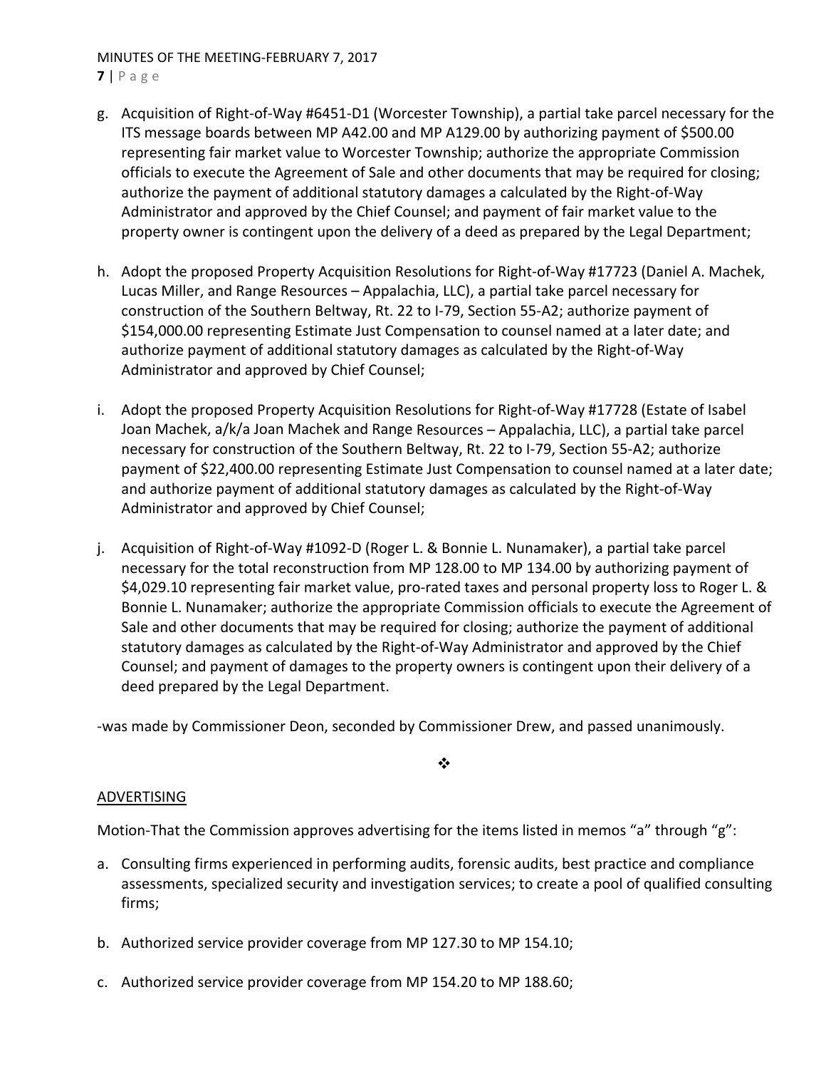g. Acquisition of Right-of-Way #6451-D1 (Worcester Township), a partial take parcel necessary for the ITS message boards between MP A42.00 and MP A129.00 by authorizing payment of $500.00 representing fair market value to Worcester Township; authorize the appropriate Commission officials to execute the Agreement of Sale and other documents that may be required for closing; authorize the payment of additional statutory damages a calculated by the Right-of-Way Administrator and approved by the Chief Counsel; and payment of fair market value to the property owner is contingent upon the delivery of a deed as prepared by the Legal Department;

h. Adopt the proposed Property Acquisition Resolutions for Right-of-Way #17723 (Daniel A. Machek, Lucas Miller, and Range Resources – Appalachia, LLC), a partial take parcel necessary for construction of the Southern Beltway, Rt. 22 to I-79, Section 55-A2; authorize payment of $154,000.00 representing Estimate Just Compensation to counsel named at a later date; and authorize payment of additional statutory damages as calculated by the Right-of-Way Administrator and approved by Chief Counsel;

i. Adopt the proposed Property Acquisition Resolutions for Right-of-Way #17728 (Estate of Isabel Joan Machek, a/k/a Joan Machek and Range Resources – Appalachia, LLC), a partial take parcel necessary for construction of the Southern Beltway, Rt. 22 to I-79, Section 55-A2; authorize payment of $22,400.00 representing Estimate Just Compensation to counsel named at a later date; and authorize payment of additional statutory damages as calculated by the Right-of-Way Administrator and approved by Chief Counsel;

j. Acquisition of Right-of-Way #1092-D (Roger L. & Bonnie L. Nunamaker), a partial take parcel necessary for the total reconstruction from MP 128.00 to MP 134.00 by authorizing payment of $4,029.10 representing fair market value, pro-rated taxes and personal property loss to Roger L. & Bonnie L. Nunamaker; authorize the appropriate Commission officials to execute the Agreement of Sale and other documents that may be required for closing; authorize the payment of additional statutory damages as calculated by the Right-of-Way Administrator and approved by the Chief Counsel; and payment of damages to the property owners is contingent upon their delivery of a deed prepared by the Legal Department.

-was made by Commissioner Deon, seconded by Commissioner Drew, and passed unanimously.

❖

ADVERTISING

Motion-That the Commission approves advertising for the items listed in memos "a" through "g":

a. Consulting firms experienced in performing audits, forensic audits, best practice and compliance assessments, specialized security and investigation services; to create a pool of qualified consulting firms;

b. Authorized service provider coverage from MP 127.30 to MP 154.10;

c. Authorized service provider coverage from MP 154.20 to MP 188.60;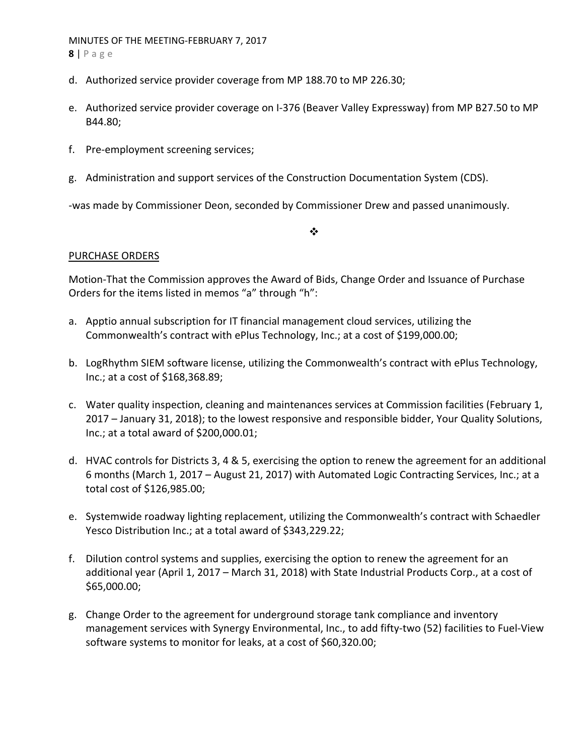d. Authorized service provider coverage from MP 188.70 to MP 226.30;

e. Authorized service provider coverage on I-376 (Beaver Valley Expressway) from MP B27.50 to MP B44.80;

f. Pre-employment screening services;

g. Administration and support services of the Construction Documentation System (CDS).

-was made by Commissioner Deon, seconded by Commissioner Drew and passed unanimously.

❖

PURCHASE ORDERS

Motion-That the Commission approves the Award of Bids, Change Order and Issuance of Purchase Orders for the items listed in memos "a" through "h":

a. Apptio annual subscription for IT financial management cloud services, utilizing the Commonwealth's contract with ePlus Technology, Inc.; at a cost of $199,000.00;

b. LogRhythm SIEM software license, utilizing the Commonwealth's contract with ePlus Technology, Inc.; at a cost of $168,368.89;

c. Water quality inspection, cleaning and maintenances services at Commission facilities (February 1, 2017 – January 31, 2018); to the lowest responsive and responsible bidder, Your Quality Solutions, Inc.; at a total award of $200,000.01;

d. HVAC controls for Districts 3, 4 & 5, exercising the option to renew the agreement for an additional 6 months (March 1, 2017 – August 21, 2017) with Automated Logic Contracting Services, Inc.; at a total cost of $126,985.00;

e. Systemwide roadway lighting replacement, utilizing the Commonwealth's contract with Schaedler Yesco Distribution Inc.; at a total award of $343,229.22;

f. Dilution control systems and supplies, exercising the option to renew the agreement for an additional year (April 1, 2017 – March 31, 2018) with State Industrial Products Corp., at a cost of $65,000.00;

g. Change Order to the agreement for underground storage tank compliance and inventory management services with Synergy Environmental, Inc., to add fifty-two (52) facilities to Fuel-View software systems to monitor for leaks, at a cost of $60,320.00;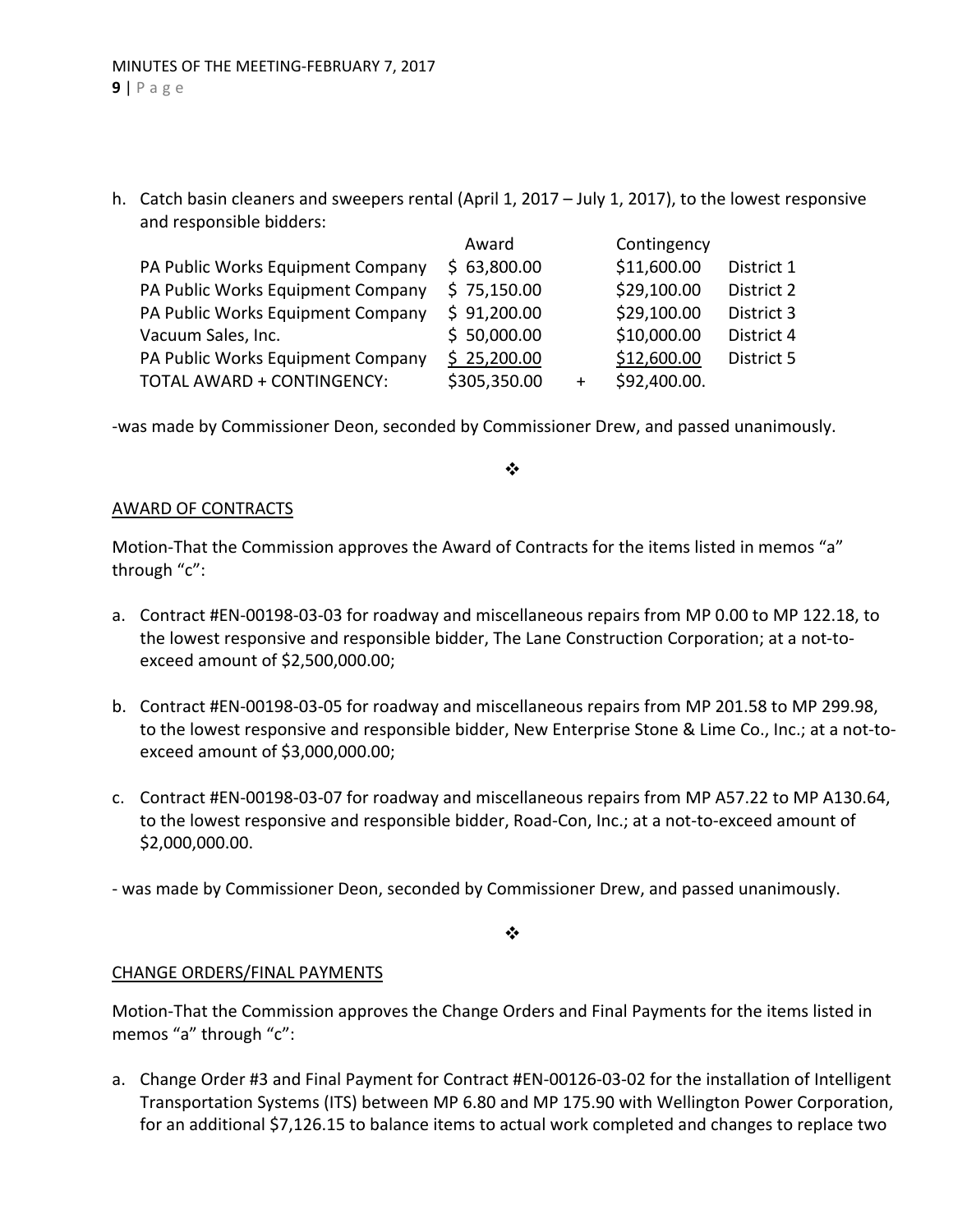h. Catch basin cleaners and sweepers rental (April 1, 2017 – July 1, 2017), to the lowest responsive and responsible bidders:

| | Award | | Contingency | |
|---|---|---|---|---|
| PA Public Works Equipment Company | $ 63,800.00 | | $11,600.00 | District 1 |
| PA Public Works Equipment Company | $ 75,150.00 | | $29,100.00 | District 2 |
| PA Public Works Equipment Company | $ 91,200.00 | | $29,100.00 | District 3 |
| Vacuum Sales, Inc. | $ 50,000.00 | | $10,000.00 | District 4 |
| PA Public Works Equipment Company | $ 25,200.00 | | $12,600.00 | District 5 |
| TOTAL AWARD + CONTINGENCY: | $305,350.00 | + | $92,400.00. | |

-was made by Commissioner Deon, seconded by Commissioner Drew, and passed unanimously.

❖

AWARD OF CONTRACTS

Motion-That the Commission approves the Award of Contracts for the items listed in memos "a" through "c":

a. Contract #EN-00198-03-03 for roadway and miscellaneous repairs from MP 0.00 to MP 122.18, to the lowest responsive and responsible bidder, The Lane Construction Corporation; at a not-to-exceed amount of $2,500,000.00;

b. Contract #EN-00198-03-05 for roadway and miscellaneous repairs from MP 201.58 to MP 299.98, to the lowest responsive and responsible bidder, New Enterprise Stone & Lime Co., Inc.; at a not-to-exceed amount of $3,000,000.00;

c. Contract #EN-00198-03-07 for roadway and miscellaneous repairs from MP A57.22 to MP A130.64, to the lowest responsive and responsible bidder, Road-Con, Inc.; at a not-to-exceed amount of $2,000,000.00.

- was made by Commissioner Deon, seconded by Commissioner Drew, and passed unanimously.

❖

CHANGE ORDERS/FINAL PAYMENTS

Motion-That the Commission approves the Change Orders and Final Payments for the items listed in memos "a" through "c":

a. Change Order #3 and Final Payment for Contract #EN-00126-03-02 for the installation of Intelligent Transportation Systems (ITS) between MP 6.80 and MP 175.90 with Wellington Power Corporation, for an additional $7,126.15 to balance items to actual work completed and changes to replace two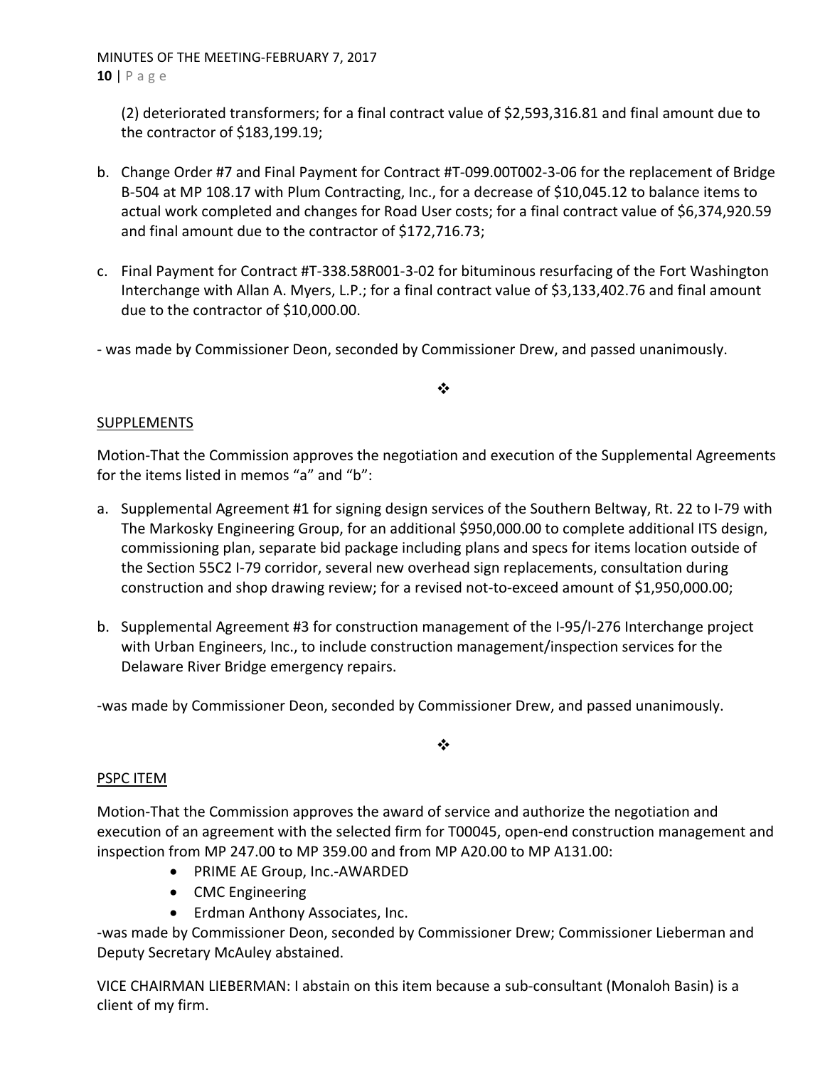(2) deteriorated transformers; for a final contract value of $2,593,316.81 and final amount due to the contractor of $183,199.19;

b. Change Order #7 and Final Payment for Contract #T-099.00T002-3-06 for the replacement of Bridge B-504 at MP 108.17 with Plum Contracting, Inc., for a decrease of $10,045.12 to balance items to actual work completed and changes for Road User costs; for a final contract value of $6,374,920.59 and final amount due to the contractor of $172,716.73;

c. Final Payment for Contract #T-338.58R001-3-02 for bituminous resurfacing of the Fort Washington Interchange with Allan A. Myers, L.P.; for a final contract value of $3,133,402.76 and final amount due to the contractor of $10,000.00.

- was made by Commissioner Deon, seconded by Commissioner Drew, and passed unanimously.

❖

SUPPLEMENTS

Motion-That the Commission approves the negotiation and execution of the Supplemental Agreements for the items listed in memos "a" and "b":

a. Supplemental Agreement #1 for signing design services of the Southern Beltway, Rt. 22 to I-79 with The Markosky Engineering Group, for an additional $950,000.00 to complete additional ITS design, commissioning plan, separate bid package including plans and specs for items location outside of the Section 55C2 I-79 corridor, several new overhead sign replacements, consultation during construction and shop drawing review; for a revised not-to-exceed amount of $1,950,000.00;

b. Supplemental Agreement #3 for construction management of the I-95/I-276 Interchange project with Urban Engineers, Inc., to include construction management/inspection services for the Delaware River Bridge emergency repairs.

-was made by Commissioner Deon, seconded by Commissioner Drew, and passed unanimously.

❖

PSPC ITEM

Motion-That the Commission approves the award of service and authorize the negotiation and execution of an agreement with the selected firm for T00045, open-end construction management and inspection from MP 247.00 to MP 359.00 and from MP A20.00 to MP A131.00:

- PRIME AE Group, Inc.-AWARDED
- CMC Engineering
- Erdman Anthony Associates, Inc.

-was made by Commissioner Deon, seconded by Commissioner Drew; Commissioner Lieberman and Deputy Secretary McAuley abstained.

VICE CHAIRMAN LIEBERMAN: I abstain on this item because a sub-consultant (Monaloh Basin) is a client of my firm.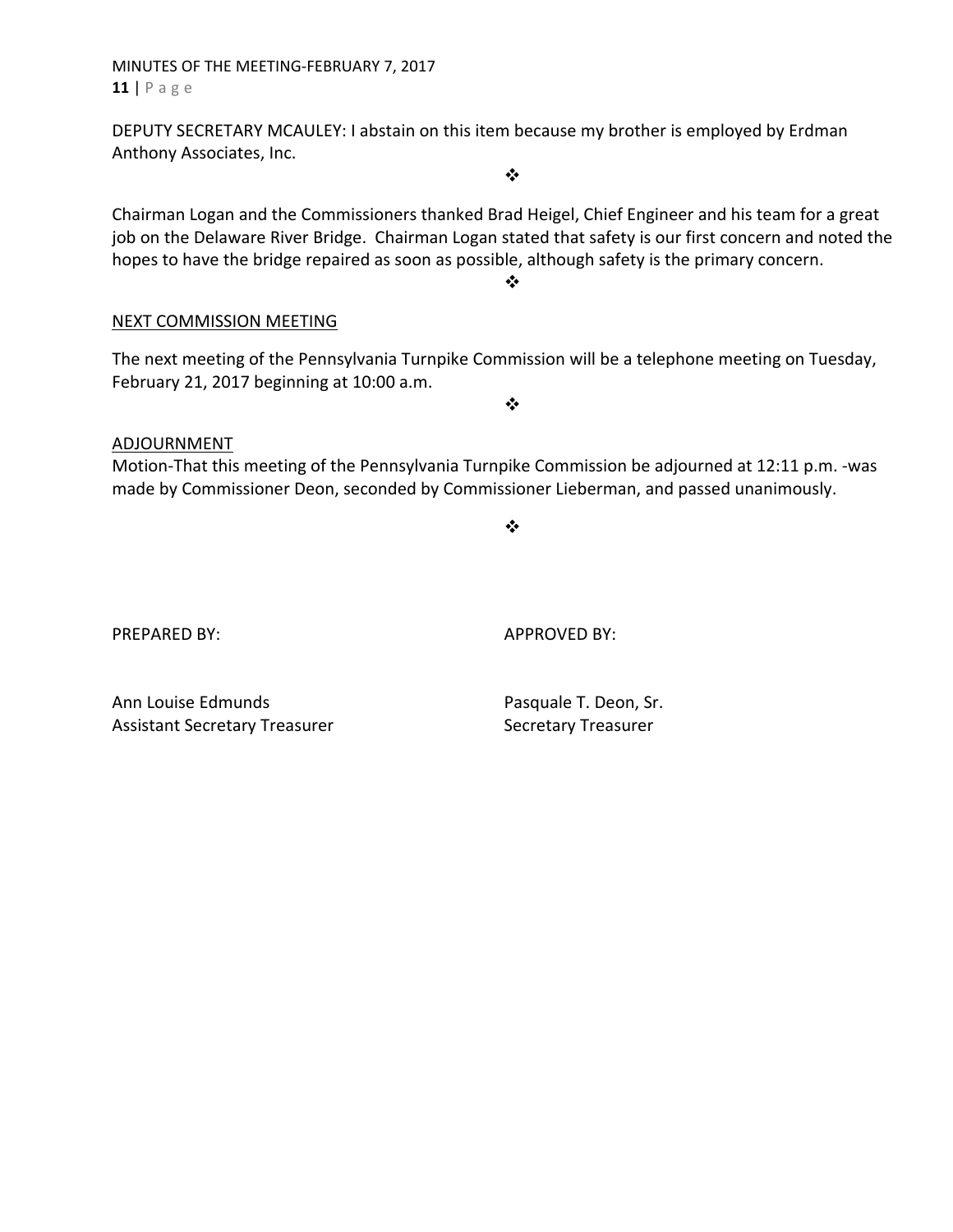DEPUTY SECRETARY MCAULEY: I abstain on this item because my brother is employed by Erdman Anthony Associates, Inc.

❖

Chairman Logan and the Commissioners thanked Brad Heigel, Chief Engineer and his team for a great job on the Delaware River Bridge. Chairman Logan stated that safety is our first concern and noted the hopes to have the bridge repaired as soon as possible, although safety is the primary concern.

❖

NEXT COMMISSION MEETING

The next meeting of the Pennsylvania Turnpike Commission will be a telephone meeting on Tuesday, February 21, 2017 beginning at 10:00 a.m.

❖

ADJOURNMENT

Motion-That this meeting of the Pennsylvania Turnpike Commission be adjourned at 12:11 p.m. -was made by Commissioner Deon, seconded by Commissioner Lieberman, and passed unanimously.

❖

PREPARED BY:

Ann Louise Edmunds
Assistant Secretary Treasurer

APPROVED BY:

Pasquale T. Deon, Sr.
Secretary Treasurer